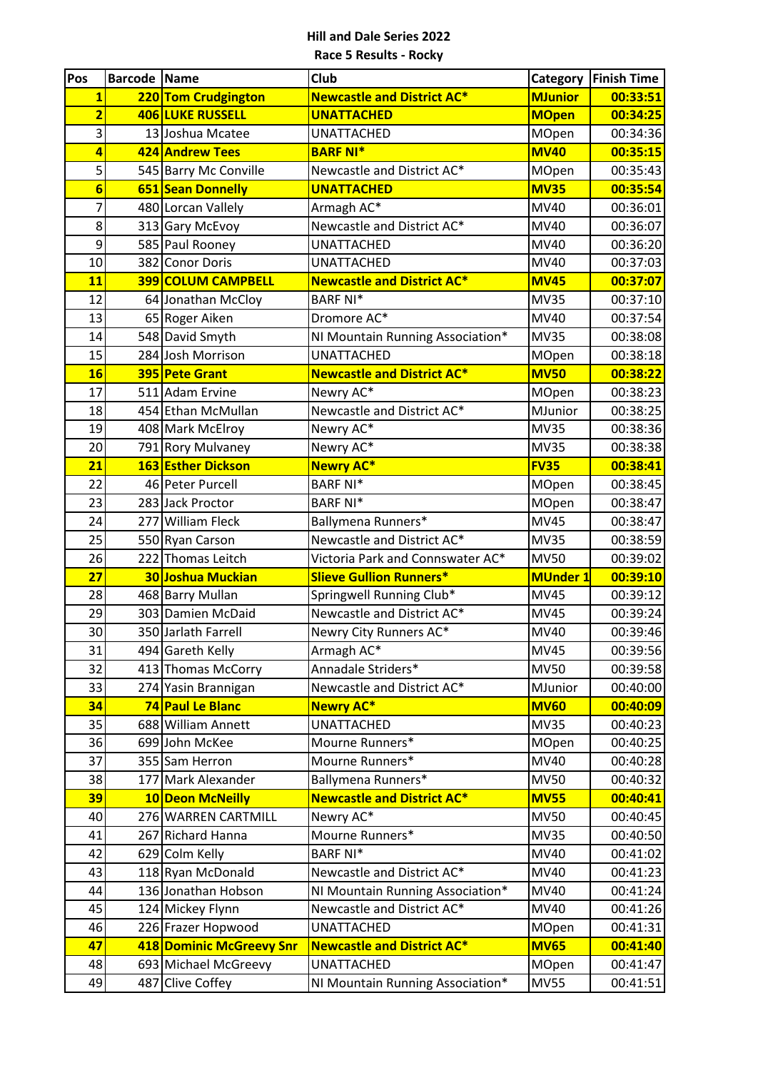**Hill and Dale Series 2022**

**Race 5 Results - Rocky**

| Pos | Barcode | Name | Club | Category | Finish Time |
|---|---|---|---|---|---|
| **1** | **220** | **Tom Crudgington** | **Newcastle and District AC*** | **MJunior** | **00:33:51** |
| **2** | **406** | **LUKE RUSSELL** | **UNATTACHED** | **MOpen** | **00:34:25** |
| 3 | 13 | Joshua Mcatee | UNATTACHED | MOpen | 00:34:36 |
| **4** | **424** | **Andrew Tees** | **BARF NI*** | **MV40** | **00:35:15** |
| 5 | 545 | Barry Mc Conville | Newcastle and District AC* | MOpen | 00:35:43 |
| **6** | **651** | **Sean Donnelly** | **UNATTACHED** | **MV35** | **00:35:54** |
| 7 | 480 | Lorcan Vallely | Armagh AC* | MV40 | 00:36:01 |
| 8 | 313 | Gary McEvoy | Newcastle and District AC* | MV40 | 00:36:07 |
| 9 | 585 | Paul Rooney | UNATTACHED | MV40 | 00:36:20 |
| 10 | 382 | Conor Doris | UNATTACHED | MV40 | 00:37:03 |
| **11** | **399** | **COLUM CAMPBELL** | **Newcastle and District AC*** | **MV45** | **00:37:07** |
| 12 | 64 | Jonathan McCloy | BARF NI* | MV35 | 00:37:10 |
| 13 | 65 | Roger Aiken | Dromore AC* | MV40 | 00:37:54 |
| 14 | 548 | David Smyth | NI Mountain Running Association* | MV35 | 00:38:08 |
| 15 | 284 | Josh Morrison | UNATTACHED | MOpen | 00:38:18 |
| **16** | **395** | **Pete Grant** | **Newcastle and District AC*** | **MV50** | **00:38:22** |
| 17 | 511 | Adam Ervine | Newry AC* | MOpen | 00:38:23 |
| 18 | 454 | Ethan McMullan | Newcastle and District AC* | MJunior | 00:38:25 |
| 19 | 408 | Mark McElroy | Newry AC* | MV35 | 00:38:36 |
| 20 | 791 | Rory Mulvaney | Newry AC* | MV35 | 00:38:38 |
| **21** | **163** | **Esther Dickson** | **Newry AC*** | **FV35** | **00:38:41** |
| 22 | 46 | Peter Purcell | BARF NI* | MOpen | 00:38:45 |
| 23 | 283 | Jack Proctor | BARF NI* | MOpen | 00:38:47 |
| 24 | 277 | William Fleck | Ballymena Runners* | MV45 | 00:38:47 |
| 25 | 550 | Ryan Carson | Newcastle and District AC* | MV35 | 00:38:59 |
| 26 | 222 | Thomas Leitch | Victoria Park and Connswater AC* | MV50 | 00:39:02 |
| **27** | **30** | **Joshua Muckian** | **Slieve Gullion Runners*** | **MUnder 1** | **00:39:10** |
| 28 | 468 | Barry Mullan | Springwell Running Club* | MV45 | 00:39:12 |
| 29 | 303 | Damien McDaid | Newcastle and District AC* | MV45 | 00:39:24 |
| 30 | 350 | Jarlath Farrell | Newry City Runners AC* | MV40 | 00:39:46 |
| 31 | 494 | Gareth Kelly | Armagh AC* | MV45 | 00:39:56 |
| 32 | 413 | Thomas McCorry | Annadale Striders* | MV50 | 00:39:58 |
| 33 | 274 | Yasin Brannigan | Newcastle and District AC* | MJunior | 00:40:00 |
| **34** | **74** | **Paul Le Blanc** | **Newry AC*** | **MV60** | **00:40:09** |
| 35 | 688 | William Annett | UNATTACHED | MV35 | 00:40:23 |
| 36 | 699 | John McKee | Mourne Runners* | MOpen | 00:40:25 |
| 37 | 355 | Sam Herron | Mourne Runners* | MV40 | 00:40:28 |
| 38 | 177 | Mark Alexander | Ballymena Runners* | MV50 | 00:40:32 |
| **39** | **10** | **Deon McNeilly** | **Newcastle and District AC*** | **MV55** | **00:40:41** |
| 40 | 276 | WARREN CARTMILL | Newry AC* | MV50 | 00:40:45 |
| 41 | 267 | Richard Hanna | Mourne Runners* | MV35 | 00:40:50 |
| 42 | 629 | Colm Kelly | BARF NI* | MV40 | 00:41:02 |
| 43 | 118 | Ryan McDonald | Newcastle and District AC* | MV40 | 00:41:23 |
| 44 | 136 | Jonathan Hobson | NI Mountain Running Association* | MV40 | 00:41:24 |
| 45 | 124 | Mickey Flynn | Newcastle and District AC* | MV40 | 00:41:26 |
| 46 | 226 | Frazer Hopwood | UNATTACHED | MOpen | 00:41:31 |
| **47** | **418** | **Dominic McGreevy Snr** | **Newcastle and District AC*** | **MV65** | **00:41:40** |
| 48 | 693 | Michael McGreevy | UNATTACHED | MOpen | 00:41:47 |
| 49 | 487 | Clive Coffey | NI Mountain Running Association* | MV55 | 00:41:51 |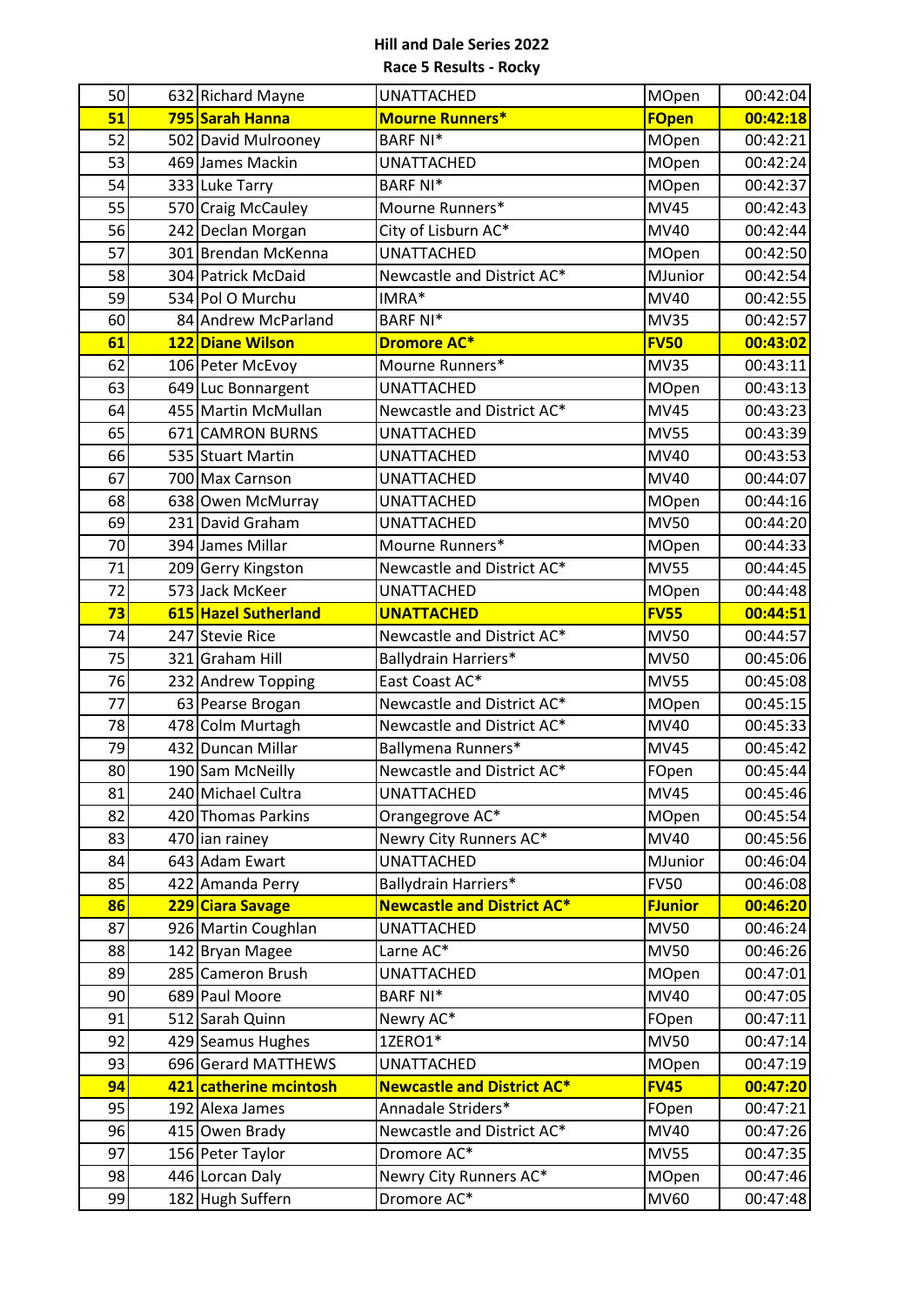**Hill and Dale Series 2022**

**Race 5 Results - Rocky**

| | | | | | |
|---|---|---|---|---|---|
| 50 | 632 | Richard Mayne | UNATTACHED | MOpen | 00:42:04 |
| **51** | **795** | **Sarah Hanna** | **Mourne Runners*** | **FOpen** | **00:42:18** |
| 52 | 502 | David Mulrooney | BARF NI* | MOpen | 00:42:21 |
| 53 | 469 | James Mackin | UNATTACHED | MOpen | 00:42:24 |
| 54 | 333 | Luke Tarry | BARF NI* | MOpen | 00:42:37 |
| 55 | 570 | Craig McCauley | Mourne Runners* | MV45 | 00:42:43 |
| 56 | 242 | Declan Morgan | City of Lisburn AC* | MV40 | 00:42:44 |
| 57 | 301 | Brendan McKenna | UNATTACHED | MOpen | 00:42:50 |
| 58 | 304 | Patrick McDaid | Newcastle and District AC* | MJunior | 00:42:54 |
| 59 | 534 | Pol O Murchu | IMRA* | MV40 | 00:42:55 |
| 60 | 84 | Andrew McParland | BARF NI* | MV35 | 00:42:57 |
| **61** | **122** | **Diane Wilson** | **Dromore AC*** | **FV50** | **00:43:02** |
| 62 | 106 | Peter McEvoy | Mourne Runners* | MV35 | 00:43:11 |
| 63 | 649 | Luc Bonnargent | UNATTACHED | MOpen | 00:43:13 |
| 64 | 455 | Martin McMullan | Newcastle and District AC* | MV45 | 00:43:23 |
| 65 | 671 | CAMRON BURNS | UNATTACHED | MV55 | 00:43:39 |
| 66 | 535 | Stuart Martin | UNATTACHED | MV40 | 00:43:53 |
| 67 | 700 | Max Carnson | UNATTACHED | MV40 | 00:44:07 |
| 68 | 638 | Owen McMurray | UNATTACHED | MOpen | 00:44:16 |
| 69 | 231 | David Graham | UNATTACHED | MV50 | 00:44:20 |
| 70 | 394 | James Millar | Mourne Runners* | MOpen | 00:44:33 |
| 71 | 209 | Gerry Kingston | Newcastle and District AC* | MV55 | 00:44:45 |
| 72 | 573 | Jack McKeer | UNATTACHED | MOpen | 00:44:48 |
| **73** | **615** | **Hazel Sutherland** | **UNATTACHED** | **FV55** | **00:44:51** |
| 74 | 247 | Stevie Rice | Newcastle and District AC* | MV50 | 00:44:57 |
| 75 | 321 | Graham Hill | Ballydrain Harriers* | MV50 | 00:45:06 |
| 76 | 232 | Andrew Topping | East Coast AC* | MV55 | 00:45:08 |
| 77 | 63 | Pearse Brogan | Newcastle and District AC* | MOpen | 00:45:15 |
| 78 | 478 | Colm Murtagh | Newcastle and District AC* | MV40 | 00:45:33 |
| 79 | 432 | Duncan Millar | Ballymena Runners* | MV45 | 00:45:42 |
| 80 | 190 | Sam McNeilly | Newcastle and District AC* | FOpen | 00:45:44 |
| 81 | 240 | Michael Cultra | UNATTACHED | MV45 | 00:45:46 |
| 82 | 420 | Thomas Parkins | Orangegrove AC* | MOpen | 00:45:54 |
| 83 | 470 | ian rainey | Newry City Runners AC* | MV40 | 00:45:56 |
| 84 | 643 | Adam Ewart | UNATTACHED | MJunior | 00:46:04 |
| 85 | 422 | Amanda Perry | Ballydrain Harriers* | FV50 | 00:46:08 |
| **86** | **229** | **Ciara Savage** | **Newcastle and District AC*** | **FJunior** | **00:46:20** |
| 87 | 926 | Martin Coughlan | UNATTACHED | MV50 | 00:46:24 |
| 88 | 142 | Bryan Magee | Larne AC* | MV50 | 00:46:26 |
| 89 | 285 | Cameron Brush | UNATTACHED | MOpen | 00:47:01 |
| 90 | 689 | Paul Moore | BARF NI* | MV40 | 00:47:05 |
| 91 | 512 | Sarah Quinn | Newry AC* | FOpen | 00:47:11 |
| 92 | 429 | Seamus Hughes | 1ZERO1* | MV50 | 00:47:14 |
| 93 | 696 | Gerard MATTHEWS | UNATTACHED | MOpen | 00:47:19 |
| **94** | **421** | **catherine mcintosh** | **Newcastle and District AC*** | **FV45** | **00:47:20** |
| 95 | 192 | Alexa James | Annadale Striders* | FOpen | 00:47:21 |
| 96 | 415 | Owen Brady | Newcastle and District AC* | MV40 | 00:47:26 |
| 97 | 156 | Peter Taylor | Dromore AC* | MV55 | 00:47:35 |
| 98 | 446 | Lorcan Daly | Newry City Runners AC* | MOpen | 00:47:46 |
| 99 | 182 | Hugh Suffern | Dromore AC* | MV60 | 00:47:48 |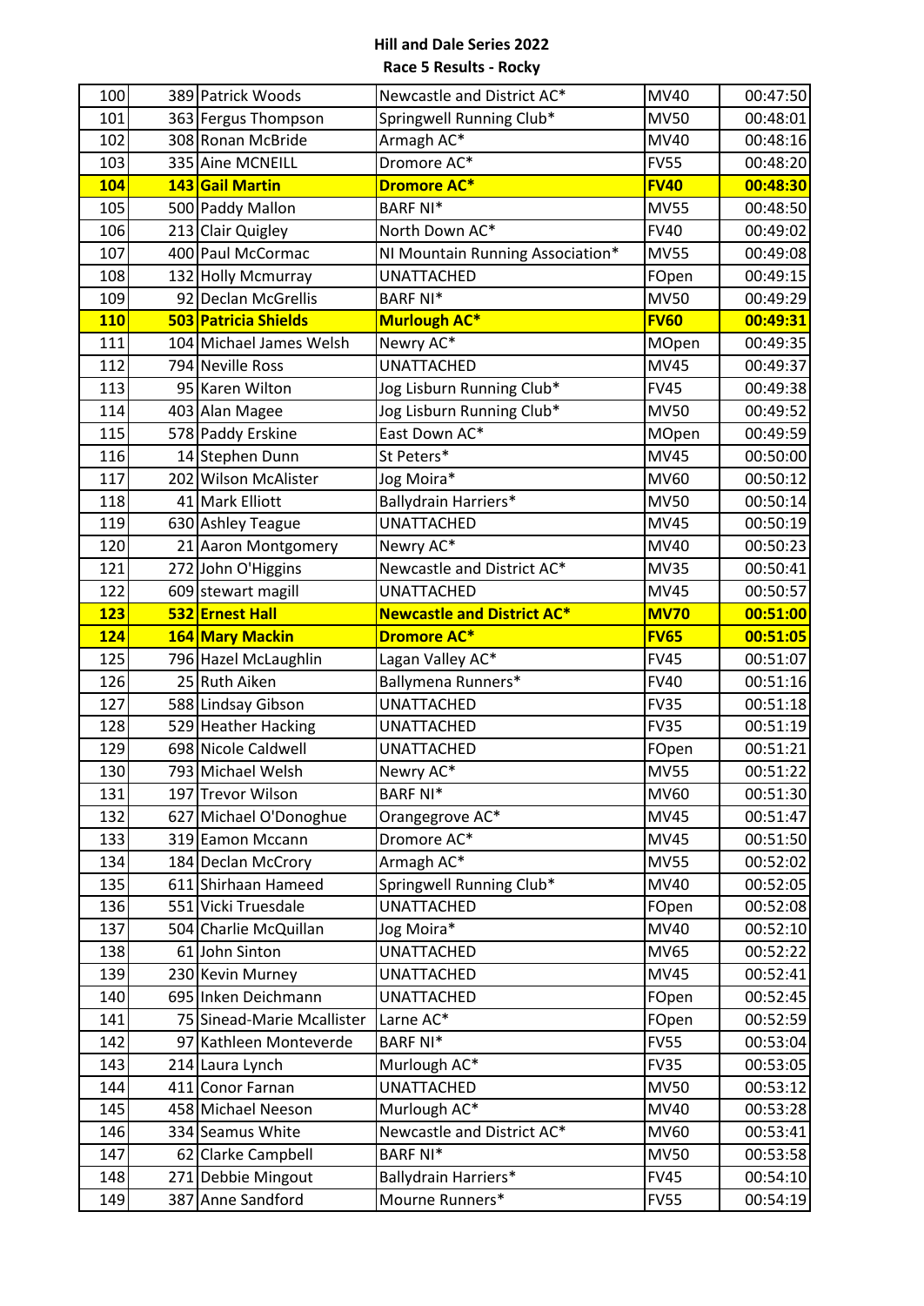# Hill and Dale Series 2022

## Race 5 Results - Rocky

| | | | | | |
|---|---|---|---|---|---|
| 100 | 389 | Patrick Woods | Newcastle and District AC* | MV40 | 00:47:50 |
| 101 | 363 | Fergus Thompson | Springwell Running Club* | MV50 | 00:48:01 |
| 102 | 308 | Ronan McBride | Armagh AC* | MV40 | 00:48:16 |
| 103 | 335 | Aine MCNEILL | Dromore AC* | FV55 | 00:48:20 |
| **104** | **143** | **Gail Martin** | **Dromore AC*** | **FV40** | **00:48:30** |
| 105 | 500 | Paddy Mallon | BARF NI* | MV55 | 00:48:50 |
| 106 | 213 | Clair Quigley | North Down AC* | FV40 | 00:49:02 |
| 107 | 400 | Paul McCormac | NI Mountain Running Association* | MV55 | 00:49:08 |
| 108 | 132 | Holly Mcmurray | UNATTACHED | FOpen | 00:49:15 |
| 109 | 92 | Declan McGrellis | BARF NI* | MV50 | 00:49:29 |
| **110** | **503** | **Patricia Shields** | **Murlough AC*** | **FV60** | **00:49:31** |
| 111 | 104 | Michael James Welsh | Newry AC* | MOpen | 00:49:35 |
| 112 | 794 | Neville Ross | UNATTACHED | MV45 | 00:49:37 |
| 113 | 95 | Karen Wilton | Jog Lisburn Running Club* | FV45 | 00:49:38 |
| 114 | 403 | Alan Magee | Jog Lisburn Running Club* | MV50 | 00:49:52 |
| 115 | 578 | Paddy Erskine | East Down AC* | MOpen | 00:49:59 |
| 116 | 14 | Stephen Dunn | St Peters* | MV45 | 00:50:00 |
| 117 | 202 | Wilson McAlister | Jog Moira* | MV60 | 00:50:12 |
| 118 | 41 | Mark Elliott | Ballydrain Harriers* | MV50 | 00:50:14 |
| 119 | 630 | Ashley Teague | UNATTACHED | MV45 | 00:50:19 |
| 120 | 21 | Aaron Montgomery | Newry AC* | MV40 | 00:50:23 |
| 121 | 272 | John O'Higgins | Newcastle and District AC* | MV35 | 00:50:41 |
| 122 | 609 | stewart magill | UNATTACHED | MV45 | 00:50:57 |
| **123** | **532** | **Ernest Hall** | **Newcastle and District AC*** | **MV70** | **00:51:00** |
| **124** | **164** | **Mary Mackin** | **Dromore AC*** | **FV65** | **00:51:05** |
| 125 | 796 | Hazel McLaughlin | Lagan Valley AC* | FV45 | 00:51:07 |
| 126 | 25 | Ruth Aiken | Ballymena Runners* | FV40 | 00:51:16 |
| 127 | 588 | Lindsay Gibson | UNATTACHED | FV35 | 00:51:18 |
| 128 | 529 | Heather Hacking | UNATTACHED | FV35 | 00:51:19 |
| 129 | 698 | Nicole Caldwell | UNATTACHED | FOpen | 00:51:21 |
| 130 | 793 | Michael Welsh | Newry AC* | MV55 | 00:51:22 |
| 131 | 197 | Trevor Wilson | BARF NI* | MV60 | 00:51:30 |
| 132 | 627 | Michael O'Donoghue | Orangegrove AC* | MV45 | 00:51:47 |
| 133 | 319 | Eamon Mccann | Dromore AC* | MV45 | 00:51:50 |
| 134 | 184 | Declan McCrory | Armagh AC* | MV55 | 00:52:02 |
| 135 | 611 | Shirhaan Hameed | Springwell Running Club* | MV40 | 00:52:05 |
| 136 | 551 | Vicki Truesdale | UNATTACHED | FOpen | 00:52:08 |
| 137 | 504 | Charlie McQuillan | Jog Moira* | MV40 | 00:52:10 |
| 138 | 61 | John Sinton | UNATTACHED | MV65 | 00:52:22 |
| 139 | 230 | Kevin Murney | UNATTACHED | MV45 | 00:52:41 |
| 140 | 695 | Inken Deichmann | UNATTACHED | FOpen | 00:52:45 |
| 141 | 75 | Sinead-Marie Mcallister | Larne AC* | FOpen | 00:52:59 |
| 142 | 97 | Kathleen Monteverde | BARF NI* | FV55 | 00:53:04 |
| 143 | 214 | Laura Lynch | Murlough AC* | FV35 | 00:53:05 |
| 144 | 411 | Conor Farnan | UNATTACHED | MV50 | 00:53:12 |
| 145 | 458 | Michael Neeson | Murlough AC* | MV40 | 00:53:28 |
| 146 | 334 | Seamus White | Newcastle and District AC* | MV60 | 00:53:41 |
| 147 | 62 | Clarke Campbell | BARF NI* | MV50 | 00:53:58 |
| 148 | 271 | Debbie Mingout | Ballydrain Harriers* | FV45 | 00:54:10 |
| 149 | 387 | Anne Sandford | Mourne Runners* | FV55 | 00:54:19 |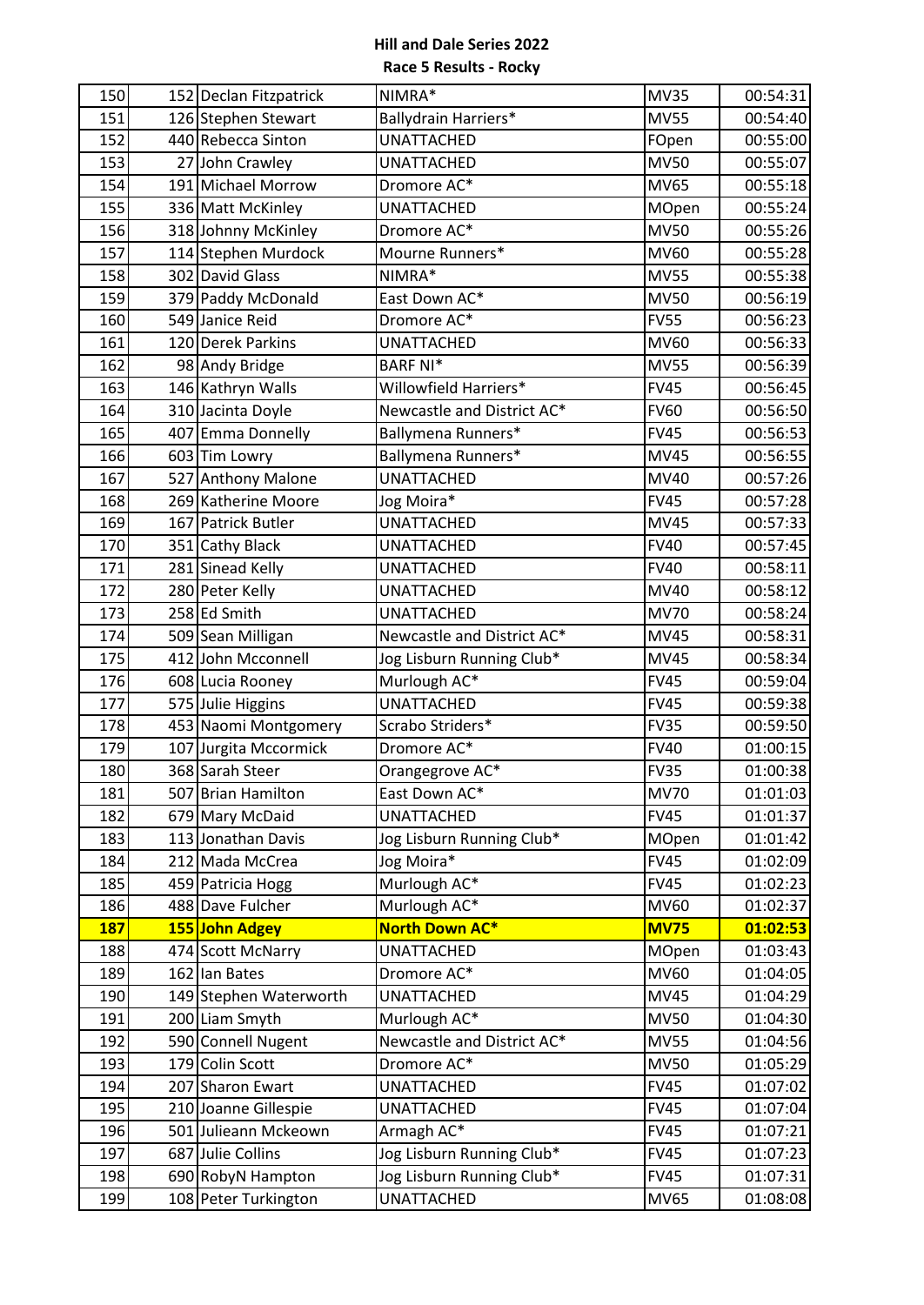**Hill and Dale Series 2022**

**Race 5 Results - Rocky**

| | | | | | |
|---|---|---|---|---|---|
| 150 | 152 | Declan Fitzpatrick | NIMRA* | MV35 | 00:54:31 |
| 151 | 126 | Stephen Stewart | Ballydrain Harriers* | MV55 | 00:54:40 |
| 152 | 440 | Rebecca Sinton | UNATTACHED | FOpen | 00:55:00 |
| 153 | 27 | John Crawley | UNATTACHED | MV50 | 00:55:07 |
| 154 | 191 | Michael Morrow | Dromore AC* | MV65 | 00:55:18 |
| 155 | 336 | Matt McKinley | UNATTACHED | MOpen | 00:55:24 |
| 156 | 318 | Johnny McKinley | Dromore AC* | MV50 | 00:55:26 |
| 157 | 114 | Stephen Murdock | Mourne Runners* | MV60 | 00:55:28 |
| 158 | 302 | David Glass | NIMRA* | MV55 | 00:55:38 |
| 159 | 379 | Paddy McDonald | East Down AC* | MV50 | 00:56:19 |
| 160 | 549 | Janice Reid | Dromore AC* | FV55 | 00:56:23 |
| 161 | 120 | Derek Parkins | UNATTACHED | MV60 | 00:56:33 |
| 162 | 98 | Andy Bridge | BARF NI* | MV55 | 00:56:39 |
| 163 | 146 | Kathryn Walls | Willowfield Harriers* | FV45 | 00:56:45 |
| 164 | 310 | Jacinta Doyle | Newcastle and District AC* | FV60 | 00:56:50 |
| 165 | 407 | Emma Donnelly | Ballymena Runners* | FV45 | 00:56:53 |
| 166 | 603 | Tim Lowry | Ballymena Runners* | MV45 | 00:56:55 |
| 167 | 527 | Anthony Malone | UNATTACHED | MV40 | 00:57:26 |
| 168 | 269 | Katherine Moore | Jog Moira* | FV45 | 00:57:28 |
| 169 | 167 | Patrick Butler | UNATTACHED | MV45 | 00:57:33 |
| 170 | 351 | Cathy Black | UNATTACHED | FV40 | 00:57:45 |
| 171 | 281 | Sinead Kelly | UNATTACHED | FV40 | 00:58:11 |
| 172 | 280 | Peter Kelly | UNATTACHED | MV40 | 00:58:12 |
| 173 | 258 | Ed Smith | UNATTACHED | MV70 | 00:58:24 |
| 174 | 509 | Sean Milligan | Newcastle and District AC* | MV45 | 00:58:31 |
| 175 | 412 | John Mcconnell | Jog Lisburn Running Club* | MV45 | 00:58:34 |
| 176 | 608 | Lucia Rooney | Murlough AC* | FV45 | 00:59:04 |
| 177 | 575 | Julie Higgins | UNATTACHED | FV45 | 00:59:38 |
| 178 | 453 | Naomi Montgomery | Scrabo Striders* | FV35 | 00:59:50 |
| 179 | 107 | Jurgita Mccormick | Dromore AC* | FV40 | 01:00:15 |
| 180 | 368 | Sarah Steer | Orangegrove AC* | FV35 | 01:00:38 |
| 181 | 507 | Brian Hamilton | East Down AC* | MV70 | 01:01:03 |
| 182 | 679 | Mary McDaid | UNATTACHED | FV45 | 01:01:37 |
| 183 | 113 | Jonathan Davis | Jog Lisburn Running Club* | MOpen | 01:01:42 |
| 184 | 212 | Mada McCrea | Jog Moira* | FV45 | 01:02:09 |
| 185 | 459 | Patricia Hogg | Murlough AC* | FV45 | 01:02:23 |
| 186 | 488 | Dave Fulcher | Murlough AC* | MV60 | 01:02:37 |
| **187** | **155** | **John Adgey** | **North Down AC*** | **MV75** | **01:02:53** |
| 188 | 474 | Scott McNarry | UNATTACHED | MOpen | 01:03:43 |
| 189 | 162 | Ian Bates | Dromore AC* | MV60 | 01:04:05 |
| 190 | 149 | Stephen Waterworth | UNATTACHED | MV45 | 01:04:29 |
| 191 | 200 | Liam Smyth | Murlough AC* | MV50 | 01:04:30 |
| 192 | 590 | Connell Nugent | Newcastle and District AC* | MV55 | 01:04:56 |
| 193 | 179 | Colin Scott | Dromore AC* | MV50 | 01:05:29 |
| 194 | 207 | Sharon Ewart | UNATTACHED | FV45 | 01:07:02 |
| 195 | 210 | Joanne Gillespie | UNATTACHED | FV45 | 01:07:04 |
| 196 | 501 | Julieann Mckeown | Armagh AC* | FV45 | 01:07:21 |
| 197 | 687 | Julie Collins | Jog Lisburn Running Club* | FV45 | 01:07:23 |
| 198 | 690 | RobyN Hampton | Jog Lisburn Running Club* | FV45 | 01:07:31 |
| 199 | 108 | Peter Turkington | UNATTACHED | MV65 | 01:08:08 |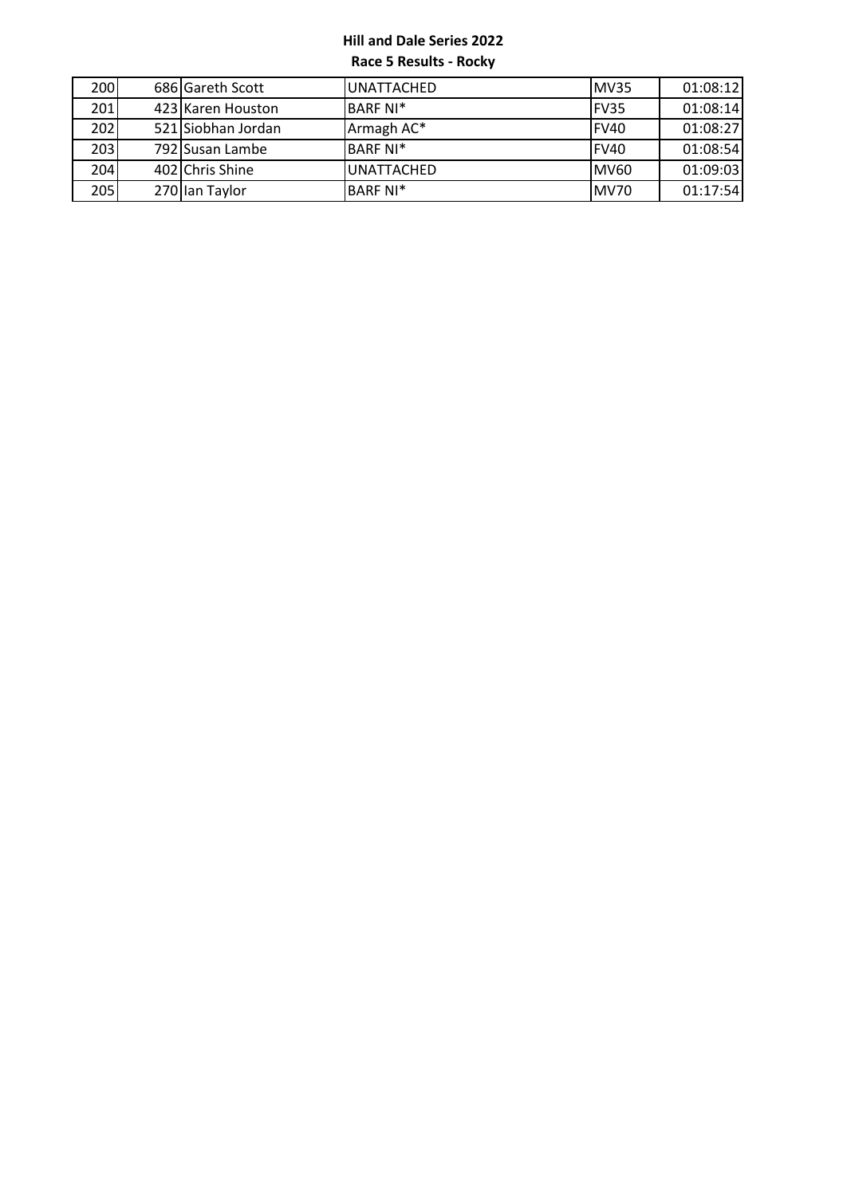**Hill and Dale Series 2022**

**Race 5 Results - Rocky**

| | | | | | |
|---|---|---|---|---|---|
| 200 | 686 | Gareth Scott | UNATTACHED | MV35 | 01:08:12 |
| 201 | 423 | Karen Houston | BARF NI* | FV35 | 01:08:14 |
| 202 | 521 | Siobhan Jordan | Armagh AC* | FV40 | 01:08:27 |
| 203 | 792 | Susan Lambe | BARF NI* | FV40 | 01:08:54 |
| 204 | 402 | Chris Shine | UNATTACHED | MV60 | 01:09:03 |
| 205 | 270 | Ian Taylor | BARF NI* | MV70 | 01:17:54 |